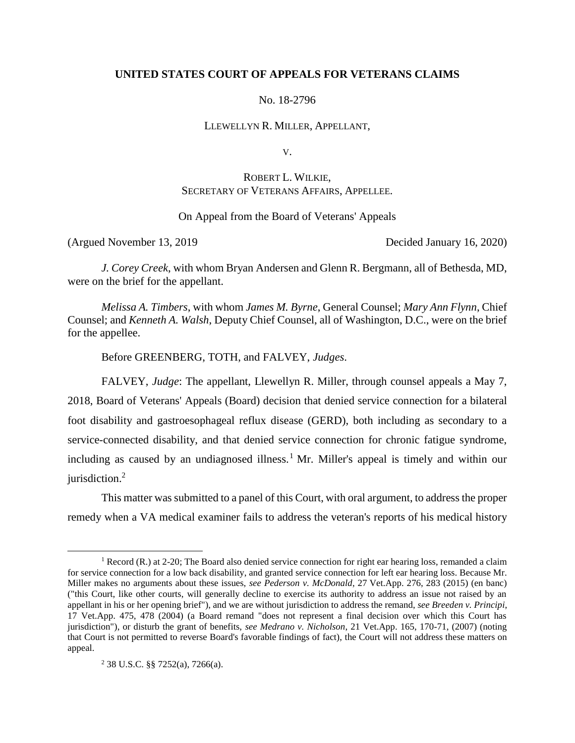**UNITED STATES COURT OF APPEALS FOR VETERANS CLAIMS**

No. 18-2796

LLEWELLYN R. MILLER, APPELLANT,

V.

ROBERT L. WILKIE,
SECRETARY OF VETERANS AFFAIRS, APPELLEE.

On Appeal from the Board of Veterans' Appeals

(Argued November 13, 2019 Decided January 16, 2020)

*J. Corey Creek*, with whom Bryan Andersen and Glenn R. Bergmann, all of Bethesda, MD, were on the brief for the appellant.

*Melissa A. Timbers*, with whom *James M. Byrne*, General Counsel; *Mary Ann Flynn*, Chief Counsel; and *Kenneth A. Walsh*, Deputy Chief Counsel, all of Washington, D.C., were on the brief for the appellee.

Before GREENBERG, TOTH, and FALVEY, *Judges*.

FALVEY, *Judge*: The appellant, Llewellyn R. Miller, through counsel appeals a May 7, 2018, Board of Veterans' Appeals (Board) decision that denied service connection for a bilateral foot disability and gastroesophageal reflux disease (GERD), both including as secondary to a service-connected disability, and that denied service connection for chronic fatigue syndrome, including as caused by an undiagnosed illness.[1] Mr. Miller's appeal is timely and within our jurisdiction.[2]

This matter was submitted to a panel of this Court, with oral argument, to address the proper remedy when a VA medical examiner fails to address the veteran's reports of his medical history

---

[1] Record (R.) at 2-20; The Board also denied service connection for right ear hearing loss, remanded a claim for service connection for a low back disability, and granted service connection for left ear hearing loss. Because Mr. Miller makes no arguments about these issues, *see Pederson v. McDonald*, 27 Vet.App. 276, 283 (2015) (en banc) ("this Court, like other courts, will generally decline to exercise its authority to address an issue not raised by an appellant in his or her opening brief"), and we are without jurisdiction to address the remand, *see Breeden v. Principi*, 17 Vet.App. 475, 478 (2004) (a Board remand "does not represent a final decision over which this Court has jurisdiction"), or disturb the grant of benefits, *see Medrano v. Nicholson*, 21 Vet.App. 165, 170-71, (2007) (noting that Court is not permitted to reverse Board's favorable findings of fact), the Court will not address these matters on appeal.

[2] 38 U.S.C. §§ 7252(a), 7266(a).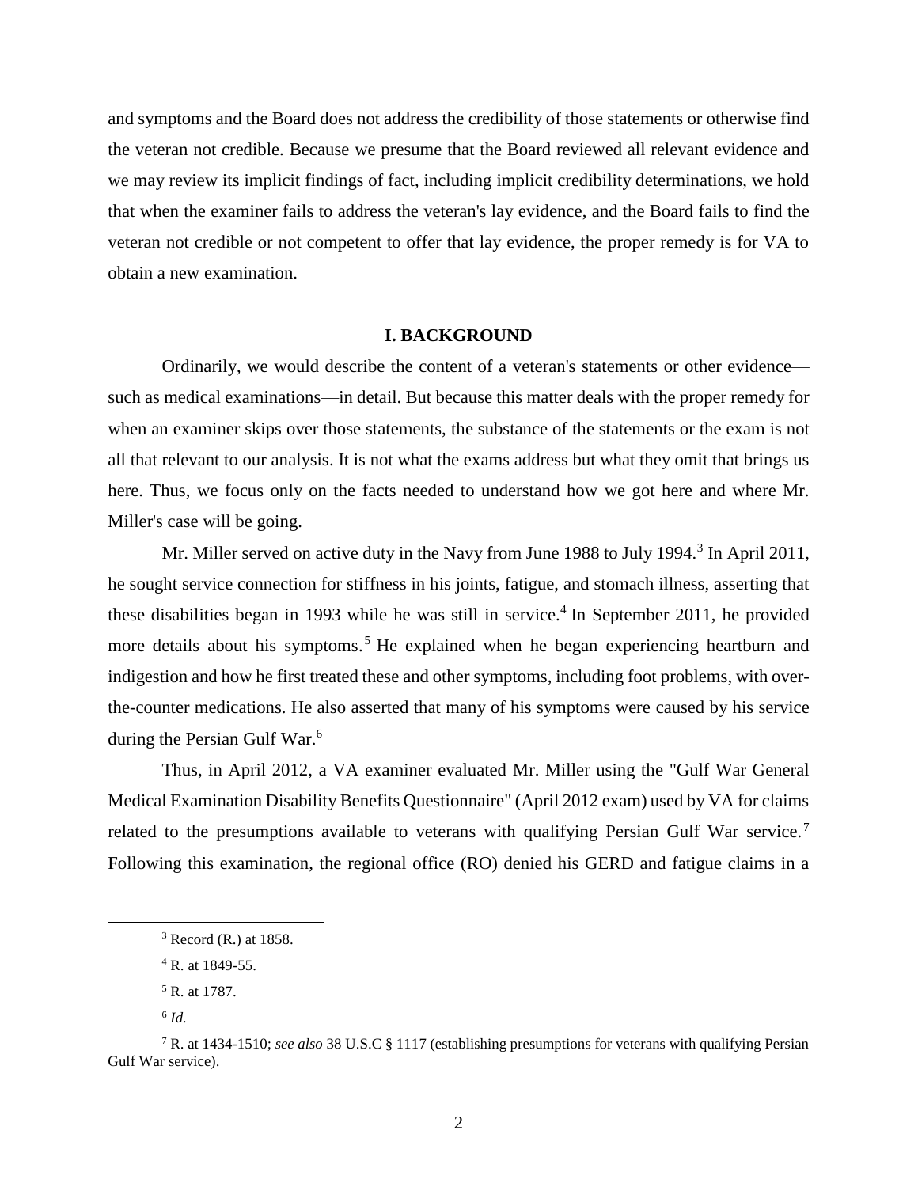and symptoms and the Board does not address the credibility of those statements or otherwise find the veteran not credible. Because we presume that the Board reviewed all relevant evidence and we may review its implicit findings of fact, including implicit credibility determinations, we hold that when the examiner fails to address the veteran's lay evidence, and the Board fails to find the veteran not credible or not competent to offer that lay evidence, the proper remedy is for VA to obtain a new examination.

## I. BACKGROUND

Ordinarily, we would describe the content of a veteran's statements or other evidence—such as medical examinations—in detail. But because this matter deals with the proper remedy for when an examiner skips over those statements, the substance of the statements or the exam is not all that relevant to our analysis. It is not what the exams address but what they omit that brings us here. Thus, we focus only on the facts needed to understand how we got here and where Mr. Miller's case will be going.

Mr. Miller served on active duty in the Navy from June 1988 to July 1994.[3] In April 2011, he sought service connection for stiffness in his joints, fatigue, and stomach illness, asserting that these disabilities began in 1993 while he was still in service.[4] In September 2011, he provided more details about his symptoms.[5] He explained when he began experiencing heartburn and indigestion and how he first treated these and other symptoms, including foot problems, with over-the-counter medications. He also asserted that many of his symptoms were caused by his service during the Persian Gulf War.[6]

Thus, in April 2012, a VA examiner evaluated Mr. Miller using the "Gulf War General Medical Examination Disability Benefits Questionnaire" (April 2012 exam) used by VA for claims related to the presumptions available to veterans with qualifying Persian Gulf War service.[7] Following this examination, the regional office (RO) denied his GERD and fatigue claims in a

[3] Record (R.) at 1858.

[4] R. at 1849-55.

[5] R. at 1787.

[6] *Id.*

[7] R. at 1434-1510; *see also* 38 U.S.C § 1117 (establishing presumptions for veterans with qualifying Persian Gulf War service).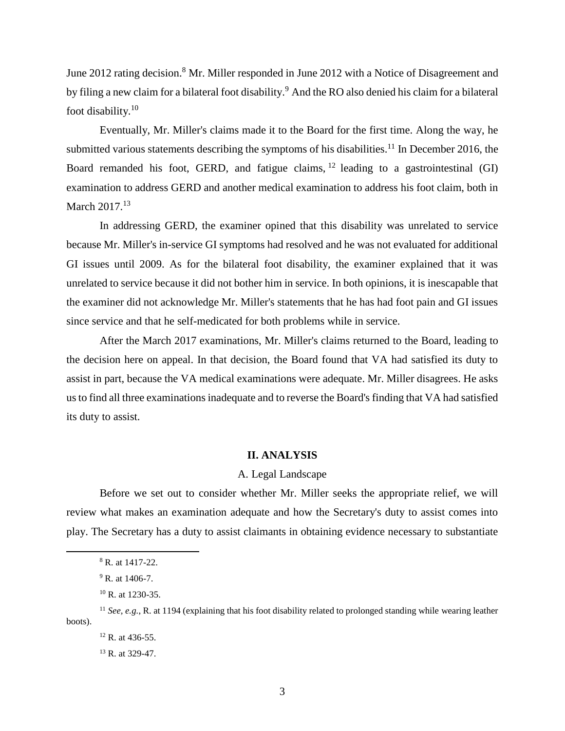June 2012 rating decision.[8] Mr. Miller responded in June 2012 with a Notice of Disagreement and by filing a new claim for a bilateral foot disability.[9] And the RO also denied his claim for a bilateral foot disability.[10]

Eventually, Mr. Miller's claims made it to the Board for the first time. Along the way, he submitted various statements describing the symptoms of his disabilities.[11] In December 2016, the Board remanded his foot, GERD, and fatigue claims,[12] leading to a gastrointestinal (GI) examination to address GERD and another medical examination to address his foot claim, both in March 2017.[13]

In addressing GERD, the examiner opined that this disability was unrelated to service because Mr. Miller's in-service GI symptoms had resolved and he was not evaluated for additional GI issues until 2009. As for the bilateral foot disability, the examiner explained that it was unrelated to service because it did not bother him in service. In both opinions, it is inescapable that the examiner did not acknowledge Mr. Miller's statements that he has had foot pain and GI issues since service and that he self-medicated for both problems while in service.

After the March 2017 examinations, Mr. Miller's claims returned to the Board, leading to the decision here on appeal. In that decision, the Board found that VA had satisfied its duty to assist in part, because the VA medical examinations were adequate. Mr. Miller disagrees. He asks us to find all three examinations inadequate and to reverse the Board's finding that VA had satisfied its duty to assist.

## II. ANALYSIS

### A. Legal Landscape

Before we set out to consider whether Mr. Miller seeks the appropriate relief, we will review what makes an examination adequate and how the Secretary's duty to assist comes into play. The Secretary has a duty to assist claimants in obtaining evidence necessary to substantiate

---

[8] R. at 1417-22.

[9] R. at 1406-7.

[10] R. at 1230-35.

[11] *See, e.g.*, R. at 1194 (explaining that his foot disability related to prolonged standing while wearing leather boots).

[12] R. at 436-55.

[13] R. at 329-47.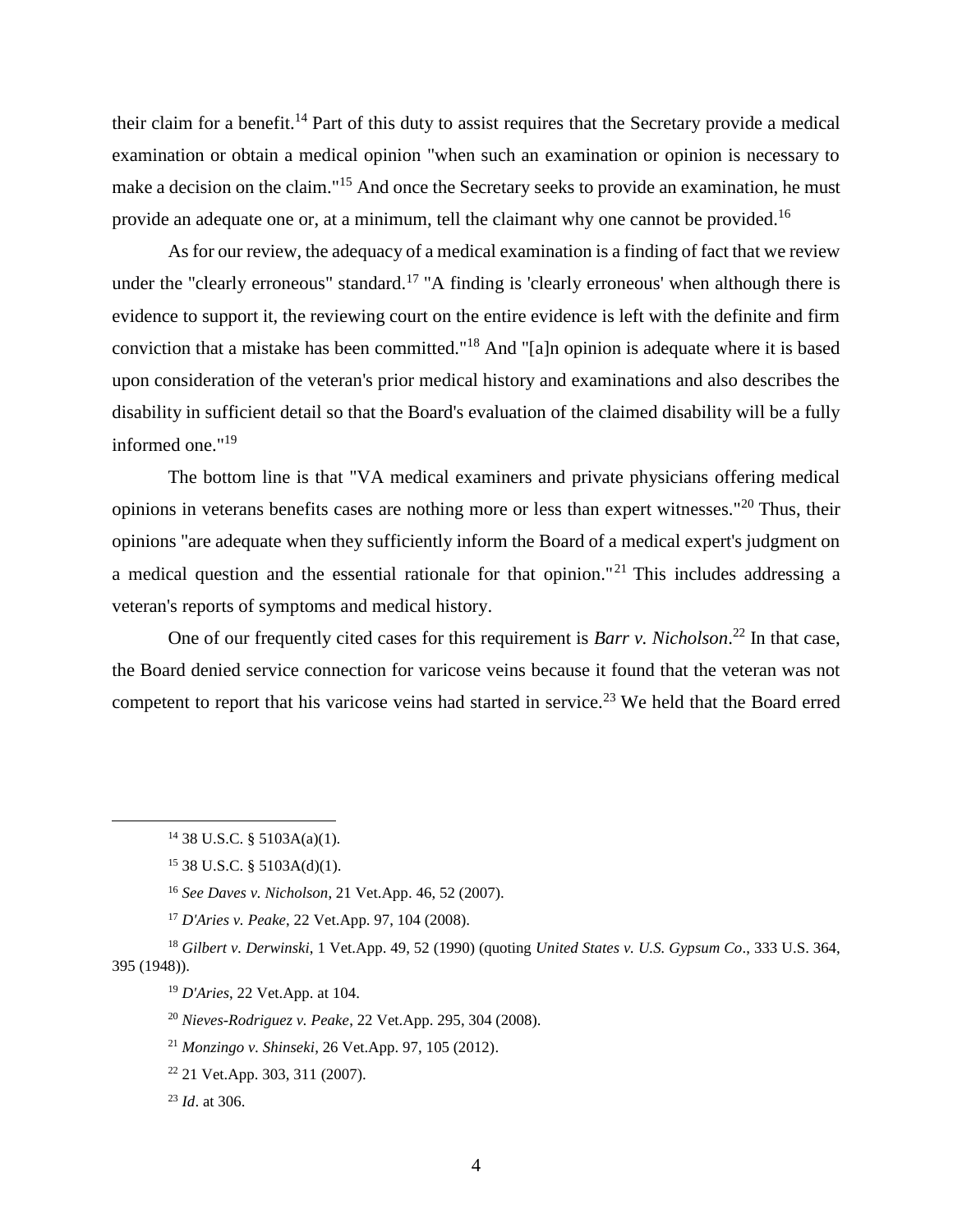their claim for a benefit.[14] Part of this duty to assist requires that the Secretary provide a medical examination or obtain a medical opinion "when such an examination or opinion is necessary to make a decision on the claim."[15] And once the Secretary seeks to provide an examination, he must provide an adequate one or, at a minimum, tell the claimant why one cannot be provided.[16]

As for our review, the adequacy of a medical examination is a finding of fact that we review under the "clearly erroneous" standard.[17] "A finding is 'clearly erroneous' when although there is evidence to support it, the reviewing court on the entire evidence is left with the definite and firm conviction that a mistake has been committed."[18] And "[a]n opinion is adequate where it is based upon consideration of the veteran's prior medical history and examinations and also describes the disability in sufficient detail so that the Board's evaluation of the claimed disability will be a fully informed one."[19]

The bottom line is that "VA medical examiners and private physicians offering medical opinions in veterans benefits cases are nothing more or less than expert witnesses."[20] Thus, their opinions "are adequate when they sufficiently inform the Board of a medical expert's judgment on a medical question and the essential rationale for that opinion."[21] This includes addressing a veteran's reports of symptoms and medical history.

One of our frequently cited cases for this requirement is *Barr v. Nicholson*.[22] In that case, the Board denied service connection for varicose veins because it found that the veteran was not competent to report that his varicose veins had started in service.[23] We held that the Board erred

---

[14] 38 U.S.C. § 5103A(a)(1).

[15] 38 U.S.C. § 5103A(d)(1).

[16] *See Daves v. Nicholson*, 21 Vet.App. 46, 52 (2007).

[17] *D'Aries v. Peake*, 22 Vet.App. 97, 104 (2008).

[18] *Gilbert v. Derwinski*, 1 Vet.App. 49, 52 (1990) (quoting *United States v. U.S. Gypsum Co*., 333 U.S. 364, 395 (1948)).

[19] *D'Aries*, 22 Vet.App. at 104.

[20] *Nieves-Rodriguez v. Peake*, 22 Vet.App. 295, 304 (2008).

[21] *Monzingo v. Shinseki*, 26 Vet.App. 97, 105 (2012).

[22] 21 Vet.App. 303, 311 (2007).

[23] *Id*. at 306.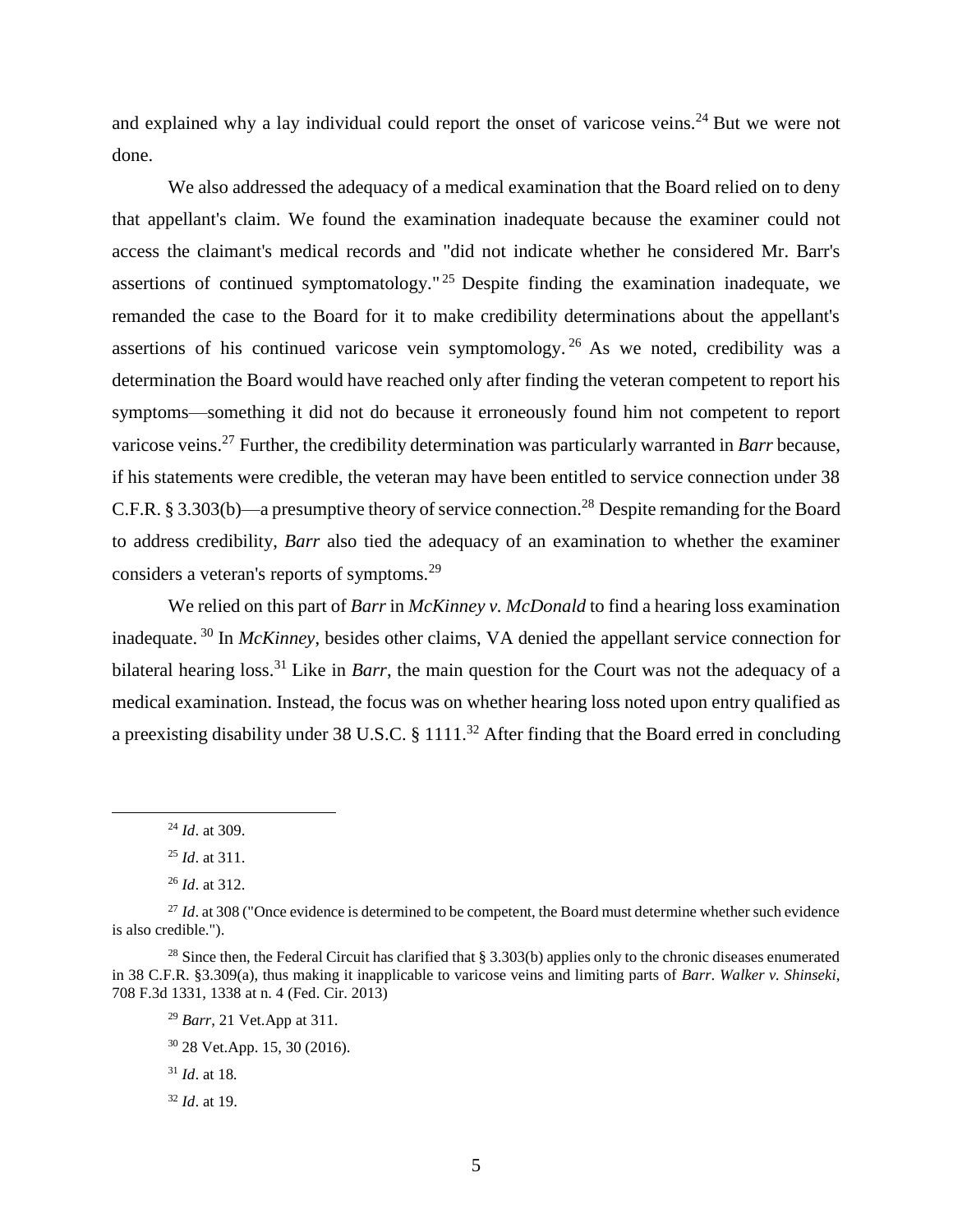and explained why a lay individual could report the onset of varicose veins.[24] But we were not done.

We also addressed the adequacy of a medical examination that the Board relied on to deny that appellant's claim. We found the examination inadequate because the examiner could not access the claimant's medical records and "did not indicate whether he considered Mr. Barr's assertions of continued symptomatology."[25] Despite finding the examination inadequate, we remanded the case to the Board for it to make credibility determinations about the appellant's assertions of his continued varicose vein symptomology.[26] As we noted, credibility was a determination the Board would have reached only after finding the veteran competent to report his symptoms—something it did not do because it erroneously found him not competent to report varicose veins.[27] Further, the credibility determination was particularly warranted in *Barr* because, if his statements were credible, the veteran may have been entitled to service connection under 38 C.F.R. § 3.303(b)—a presumptive theory of service connection.[28] Despite remanding for the Board to address credibility, *Barr* also tied the adequacy of an examination to whether the examiner considers a veteran's reports of symptoms.[29]

We relied on this part of *Barr* in *McKinney v. McDonald* to find a hearing loss examination inadequate.[30] In *McKinney*, besides other claims, VA denied the appellant service connection for bilateral hearing loss.[31] Like in *Barr*, the main question for the Court was not the adequacy of a medical examination. Instead, the focus was on whether hearing loss noted upon entry qualified as a preexisting disability under 38 U.S.C. § 1111.[32] After finding that the Board erred in concluding

---

[24] *Id*. at 309.

[25] *Id*. at 311.

[26] *Id*. at 312.

[27] *Id*. at 308 ("Once evidence is determined to be competent, the Board must determine whether such evidence is also credible.").

[28] Since then, the Federal Circuit has clarified that § 3.303(b) applies only to the chronic diseases enumerated in 38 C.F.R. §3.309(a), thus making it inapplicable to varicose veins and limiting parts of *Barr*. *Walker v. Shinseki*, 708 F.3d 1331, 1338 at n. 4 (Fed. Cir. 2013)

[29] *Barr*, 21 Vet.App at 311.

[30] 28 Vet.App. 15, 30 (2016).

[31] *Id*. at 18.

[32] *Id*. at 19.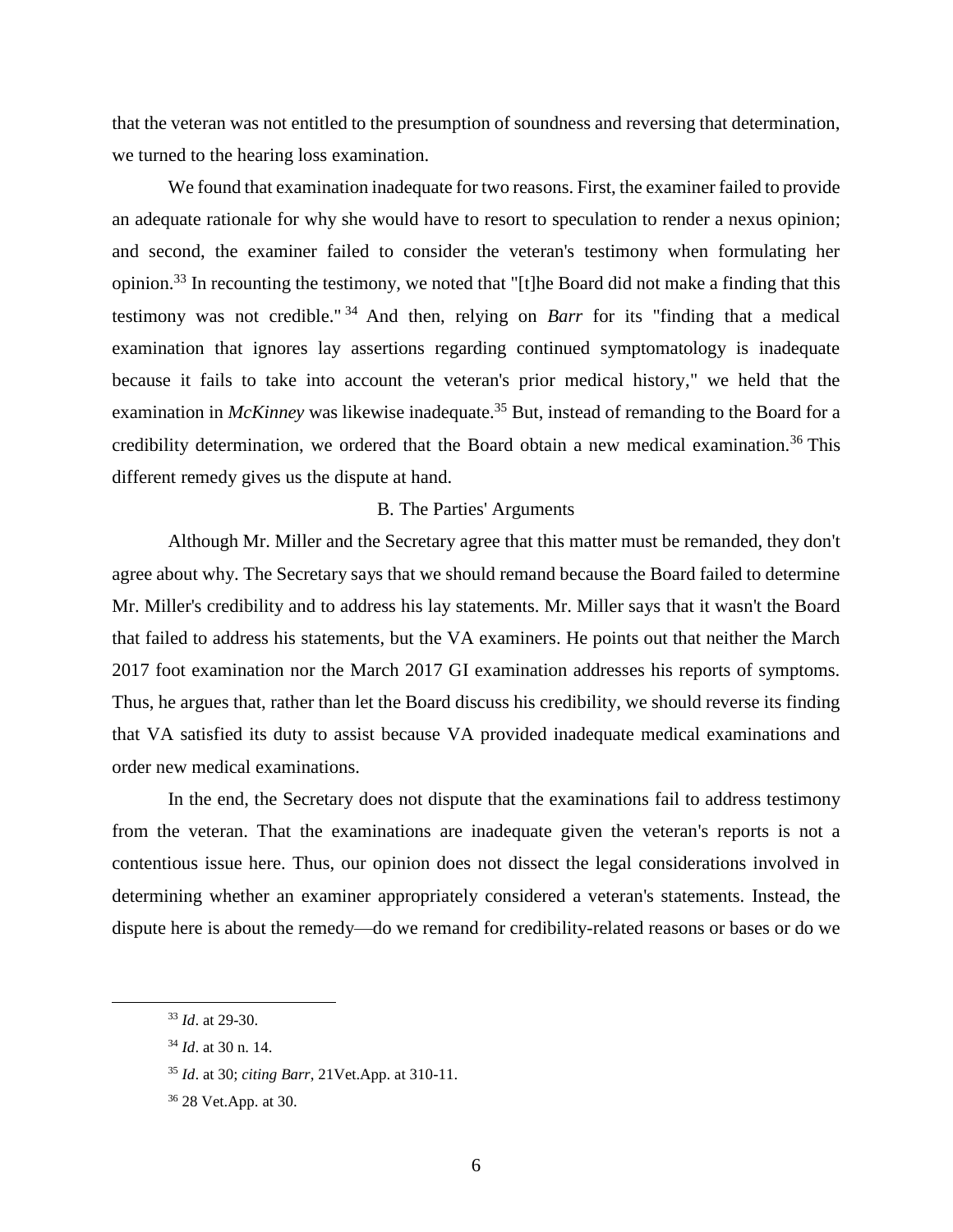that the veteran was not entitled to the presumption of soundness and reversing that determination, we turned to the hearing loss examination.

We found that examination inadequate for two reasons. First, the examiner failed to provide an adequate rationale for why she would have to resort to speculation to render a nexus opinion; and second, the examiner failed to consider the veteran's testimony when formulating her opinion.[33] In recounting the testimony, we noted that "[t]he Board did not make a finding that this testimony was not credible."[34] And then, relying on *Barr* for its "finding that a medical examination that ignores lay assertions regarding continued symptomatology is inadequate because it fails to take into account the veteran's prior medical history," we held that the examination in *McKinney* was likewise inadequate.[35] But, instead of remanding to the Board for a credibility determination, we ordered that the Board obtain a new medical examination.[36] This different remedy gives us the dispute at hand.

## B. The Parties' Arguments

Although Mr. Miller and the Secretary agree that this matter must be remanded, they don't agree about why. The Secretary says that we should remand because the Board failed to determine Mr. Miller's credibility and to address his lay statements. Mr. Miller says that it wasn't the Board that failed to address his statements, but the VA examiners. He points out that neither the March 2017 foot examination nor the March 2017 GI examination addresses his reports of symptoms. Thus, he argues that, rather than let the Board discuss his credibility, we should reverse its finding that VA satisfied its duty to assist because VA provided inadequate medical examinations and order new medical examinations.

In the end, the Secretary does not dispute that the examinations fail to address testimony from the veteran. That the examinations are inadequate given the veteran's reports is not a contentious issue here. Thus, our opinion does not dissect the legal considerations involved in determining whether an examiner appropriately considered a veteran's statements. Instead, the dispute here is about the remedy—do we remand for credibility-related reasons or bases or do we

---

[33] *Id*. at 29-30.

[34] *Id*. at 30 n. 14.

[35] *Id*. at 30; *citing Barr*, 21Vet.App. at 310-11.

[36] 28 Vet.App. at 30.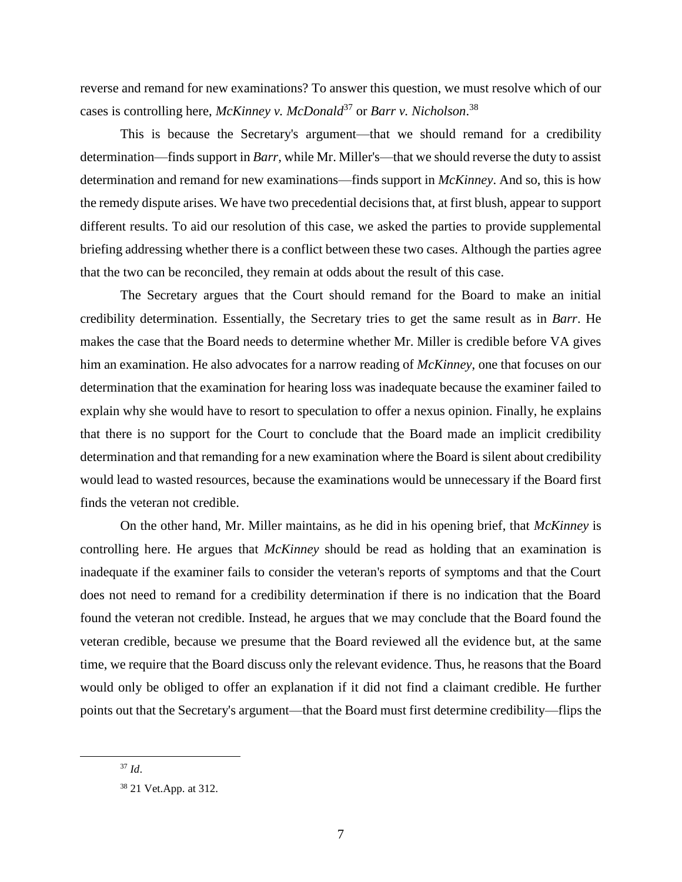reverse and remand for new examinations? To answer this question, we must resolve which of our cases is controlling here, *McKinney v. McDonald*[37] or *Barr v. Nicholson*.[38]

This is because the Secretary's argument—that we should remand for a credibility determination—finds support in *Barr*, while Mr. Miller's—that we should reverse the duty to assist determination and remand for new examinations—finds support in *McKinney*. And so, this is how the remedy dispute arises. We have two precedential decisions that, at first blush, appear to support different results. To aid our resolution of this case, we asked the parties to provide supplemental briefing addressing whether there is a conflict between these two cases. Although the parties agree that the two can be reconciled, they remain at odds about the result of this case.

The Secretary argues that the Court should remand for the Board to make an initial credibility determination. Essentially, the Secretary tries to get the same result as in *Barr*. He makes the case that the Board needs to determine whether Mr. Miller is credible before VA gives him an examination. He also advocates for a narrow reading of *McKinney*, one that focuses on our determination that the examination for hearing loss was inadequate because the examiner failed to explain why she would have to resort to speculation to offer a nexus opinion. Finally, he explains that there is no support for the Court to conclude that the Board made an implicit credibility determination and that remanding for a new examination where the Board is silent about credibility would lead to wasted resources, because the examinations would be unnecessary if the Board first finds the veteran not credible.

On the other hand, Mr. Miller maintains, as he did in his opening brief, that *McKinney* is controlling here. He argues that *McKinney* should be read as holding that an examination is inadequate if the examiner fails to consider the veteran's reports of symptoms and that the Court does not need to remand for a credibility determination if there is no indication that the Board found the veteran not credible. Instead, he argues that we may conclude that the Board found the veteran credible, because we presume that the Board reviewed all the evidence but, at the same time, we require that the Board discuss only the relevant evidence. Thus, he reasons that the Board would only be obliged to offer an explanation if it did not find a claimant credible. He further points out that the Secretary's argument—that the Board must first determine credibility—flips the

[37] *Id*.

[38] 21 Vet.App. at 312.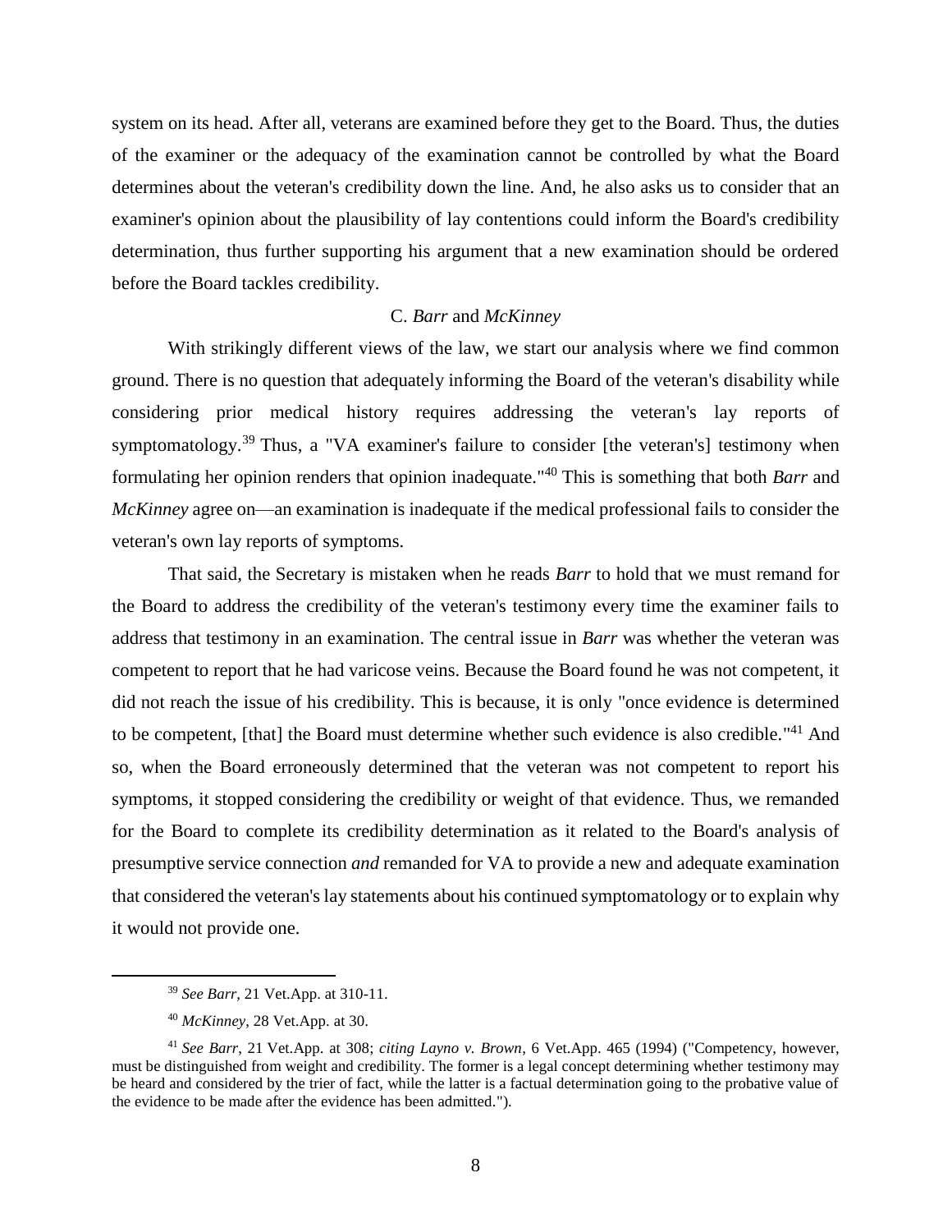system on its head. After all, veterans are examined before they get to the Board. Thus, the duties of the examiner or the adequacy of the examination cannot be controlled by what the Board determines about the veteran's credibility down the line. And, he also asks us to consider that an examiner's opinion about the plausibility of lay contentions could inform the Board's credibility determination, thus further supporting his argument that a new examination should be ordered before the Board tackles credibility.

### C. *Barr* and *McKinney*

With strikingly different views of the law, we start our analysis where we find common ground. There is no question that adequately informing the Board of the veteran's disability while considering prior medical history requires addressing the veteran's lay reports of symptomatology.[39] Thus, a "VA examiner's failure to consider [the veteran's] testimony when formulating her opinion renders that opinion inadequate."[40] This is something that both *Barr* and *McKinney* agree on—an examination is inadequate if the medical professional fails to consider the veteran's own lay reports of symptoms.

That said, the Secretary is mistaken when he reads *Barr* to hold that we must remand for the Board to address the credibility of the veteran's testimony every time the examiner fails to address that testimony in an examination. The central issue in *Barr* was whether the veteran was competent to report that he had varicose veins. Because the Board found he was not competent, it did not reach the issue of his credibility. This is because, it is only "once evidence is determined to be competent, [that] the Board must determine whether such evidence is also credible."[41] And so, when the Board erroneously determined that the veteran was not competent to report his symptoms, it stopped considering the credibility or weight of that evidence. Thus, we remanded for the Board to complete its credibility determination as it related to the Board's analysis of presumptive service connection *and* remanded for VA to provide a new and adequate examination that considered the veteran's lay statements about his continued symptomatology or to explain why it would not provide one.

---

[39] *See Barr*, 21 Vet.App. at 310-11.

[40] *McKinney*, 28 Vet.App. at 30.

[41] *See Barr*, 21 Vet.App. at 308; *citing Layno v. Brown*, 6 Vet.App. 465 (1994) ("Competency, however, must be distinguished from weight and credibility. The former is a legal concept determining whether testimony may be heard and considered by the trier of fact, while the latter is a factual determination going to the probative value of the evidence to be made after the evidence has been admitted.").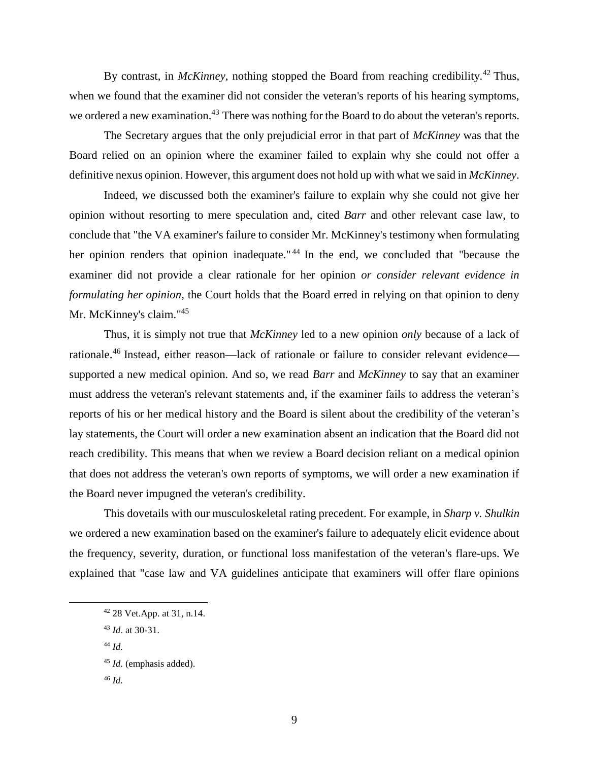By contrast, in *McKinney*, nothing stopped the Board from reaching credibility.[42] Thus, when we found that the examiner did not consider the veteran's reports of his hearing symptoms, we ordered a new examination.[43] There was nothing for the Board to do about the veteran's reports.

The Secretary argues that the only prejudicial error in that part of *McKinney* was that the Board relied on an opinion where the examiner failed to explain why she could not offer a definitive nexus opinion. However, this argument does not hold up with what we said in *McKinney*.

Indeed, we discussed both the examiner's failure to explain why she could not give her opinion without resorting to mere speculation and, cited *Barr* and other relevant case law, to conclude that "the VA examiner's failure to consider Mr. McKinney's testimony when formulating her opinion renders that opinion inadequate."[44] In the end, we concluded that "because the examiner did not provide a clear rationale for her opinion *or consider relevant evidence in formulating her opinion*, the Court holds that the Board erred in relying on that opinion to deny Mr. McKinney's claim."[45]

Thus, it is simply not true that *McKinney* led to a new opinion *only* because of a lack of rationale.[46] Instead, either reason—lack of rationale or failure to consider relevant evidence—supported a new medical opinion. And so, we read *Barr* and *McKinney* to say that an examiner must address the veteran's relevant statements and, if the examiner fails to address the veteran's reports of his or her medical history and the Board is silent about the credibility of the veteran's lay statements, the Court will order a new examination absent an indication that the Board did not reach credibility. This means that when we review a Board decision reliant on a medical opinion that does not address the veteran's own reports of symptoms, we will order a new examination if the Board never impugned the veteran's credibility.

This dovetails with our musculoskeletal rating precedent. For example, in *Sharp v. Shulkin* we ordered a new examination based on the examiner's failure to adequately elicit evidence about the frequency, severity, duration, or functional loss manifestation of the veteran's flare-ups. We explained that "case law and VA guidelines anticipate that examiners will offer flare opinions

---

[42] 28 Vet.App. at 31, n.14.

[43] *Id*. at 30-31.

[44] *Id.*

[45] *Id.* (emphasis added).

[46] *Id.*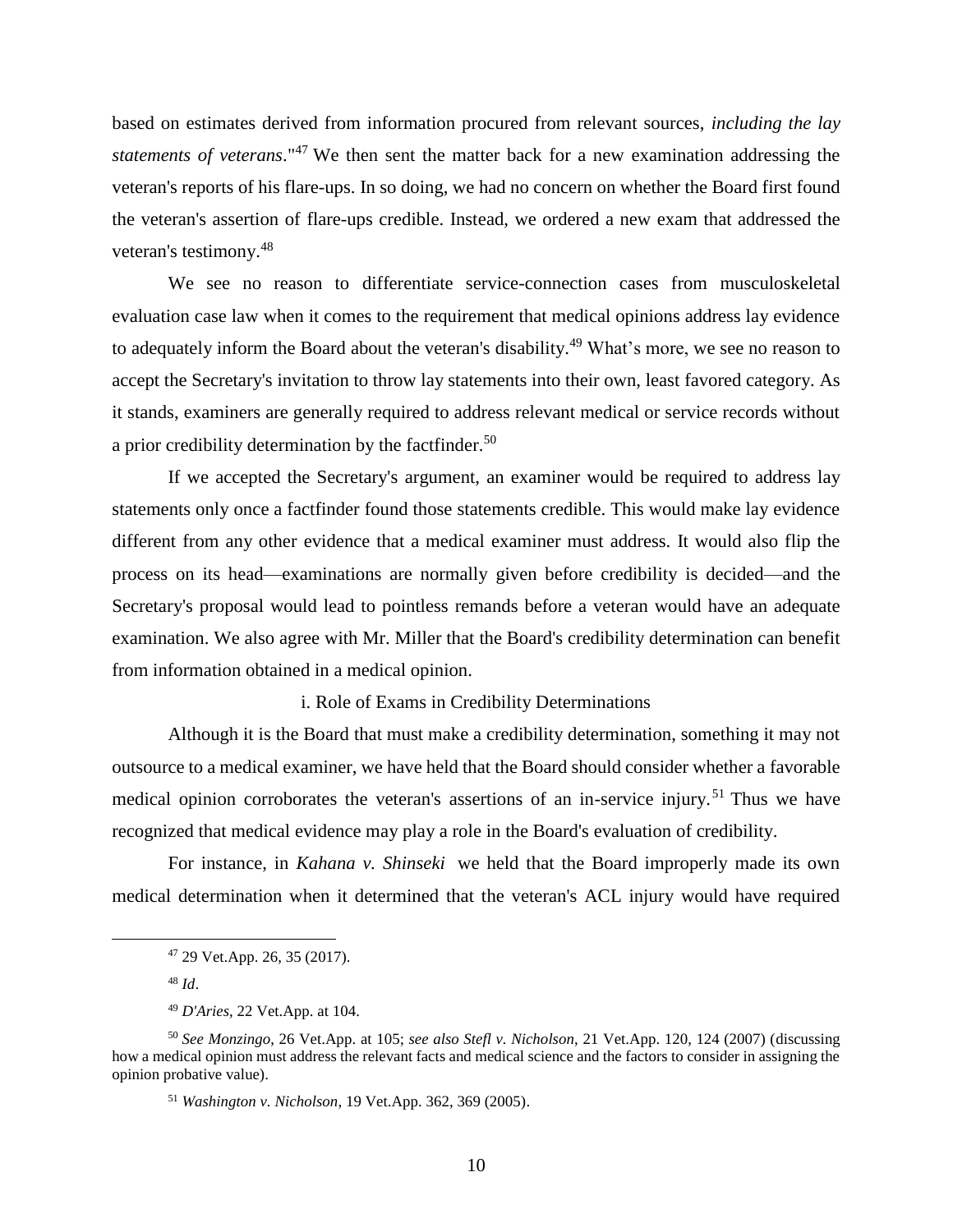based on estimates derived from information procured from relevant sources, *including the lay statements of veterans*."[47] We then sent the matter back for a new examination addressing the veteran's reports of his flare-ups. In so doing, we had no concern on whether the Board first found the veteran's assertion of flare-ups credible. Instead, we ordered a new exam that addressed the veteran's testimony.[48]

We see no reason to differentiate service-connection cases from musculoskeletal evaluation case law when it comes to the requirement that medical opinions address lay evidence to adequately inform the Board about the veteran's disability.[49] What's more, we see no reason to accept the Secretary's invitation to throw lay statements into their own, least favored category. As it stands, examiners are generally required to address relevant medical or service records without a prior credibility determination by the factfinder.[50]

If we accepted the Secretary's argument, an examiner would be required to address lay statements only once a factfinder found those statements credible. This would make lay evidence different from any other evidence that a medical examiner must address. It would also flip the process on its head—examinations are normally given before credibility is decided—and the Secretary's proposal would lead to pointless remands before a veteran would have an adequate examination. We also agree with Mr. Miller that the Board's credibility determination can benefit from information obtained in a medical opinion.

i. Role of Exams in Credibility Determinations

Although it is the Board that must make a credibility determination, something it may not outsource to a medical examiner, we have held that the Board should consider whether a favorable medical opinion corroborates the veteran's assertions of an in-service injury.[51] Thus we have recognized that medical evidence may play a role in the Board's evaluation of credibility.

For instance, in *Kahana v. Shinseki* we held that the Board improperly made its own medical determination when it determined that the veteran's ACL injury would have required

---

[47] 29 Vet.App. 26, 35 (2017).

[48] *Id*.

[49] *D'Aries*, 22 Vet.App. at 104.

[50] *See Monzingo*, 26 Vet.App. at 105; *see also Stefl v. Nicholson*, 21 Vet.App. 120, 124 (2007) (discussing how a medical opinion must address the relevant facts and medical science and the factors to consider in assigning the opinion probative value).

[51] *Washington v. Nicholson*, 19 Vet.App. 362, 369 (2005).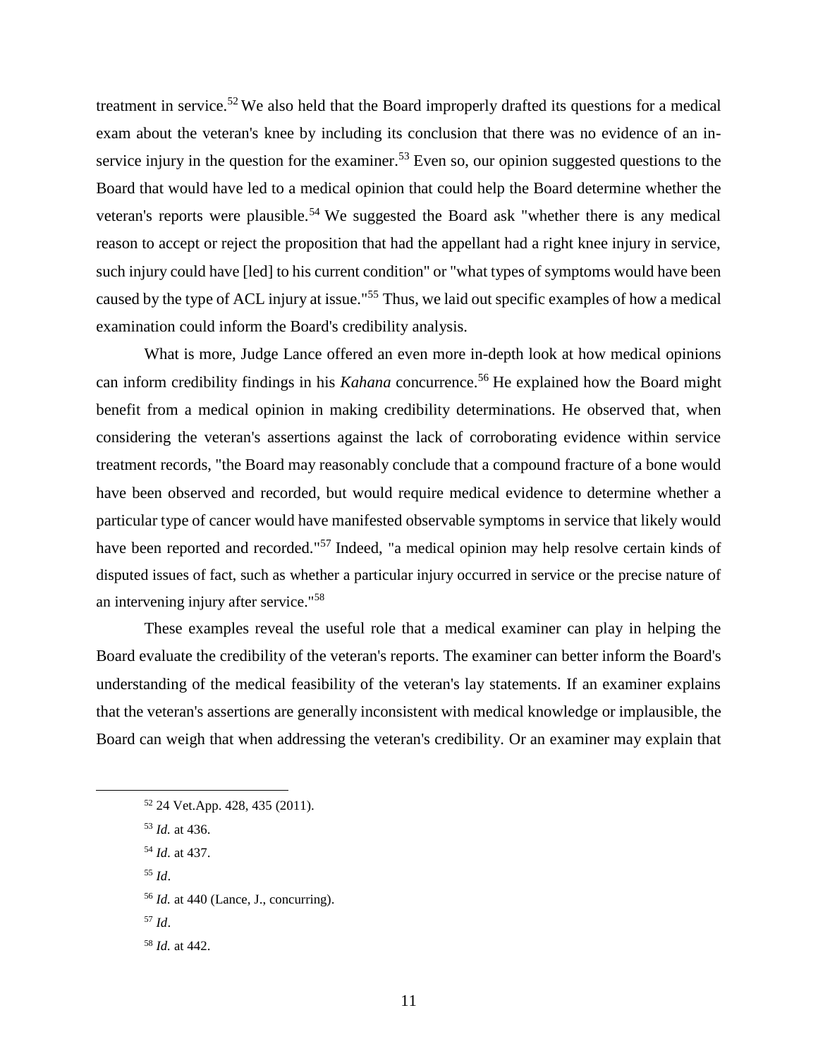treatment in service.[52] We also held that the Board improperly drafted its questions for a medical exam about the veteran's knee by including its conclusion that there was no evidence of an in-service injury in the question for the examiner.[53] Even so, our opinion suggested questions to the Board that would have led to a medical opinion that could help the Board determine whether the veteran's reports were plausible.[54] We suggested the Board ask "whether there is any medical reason to accept or reject the proposition that had the appellant had a right knee injury in service, such injury could have [led] to his current condition" or "what types of symptoms would have been caused by the type of ACL injury at issue."[55] Thus, we laid out specific examples of how a medical examination could inform the Board's credibility analysis.

What is more, Judge Lance offered an even more in-depth look at how medical opinions can inform credibility findings in his *Kahana* concurrence.[56] He explained how the Board might benefit from a medical opinion in making credibility determinations. He observed that, when considering the veteran's assertions against the lack of corroborating evidence within service treatment records, "the Board may reasonably conclude that a compound fracture of a bone would have been observed and recorded, but would require medical evidence to determine whether a particular type of cancer would have manifested observable symptoms in service that likely would have been reported and recorded."[57] Indeed, "a medical opinion may help resolve certain kinds of disputed issues of fact, such as whether a particular injury occurred in service or the precise nature of an intervening injury after service."[58]

These examples reveal the useful role that a medical examiner can play in helping the Board evaluate the credibility of the veteran's reports. The examiner can better inform the Board's understanding of the medical feasibility of the veteran's lay statements. If an examiner explains that the veteran's assertions are generally inconsistent with medical knowledge or implausible, the Board can weigh that when addressing the veteran's credibility. Or an examiner may explain that

---

[52] 24 Vet.App. 428, 435 (2011).

[53] *Id.* at 436.

[54] *Id*. at 437.

[55] *Id*.

[56] *Id.* at 440 (Lance, J., concurring).

[57] *Id*.

[58] *Id.* at 442.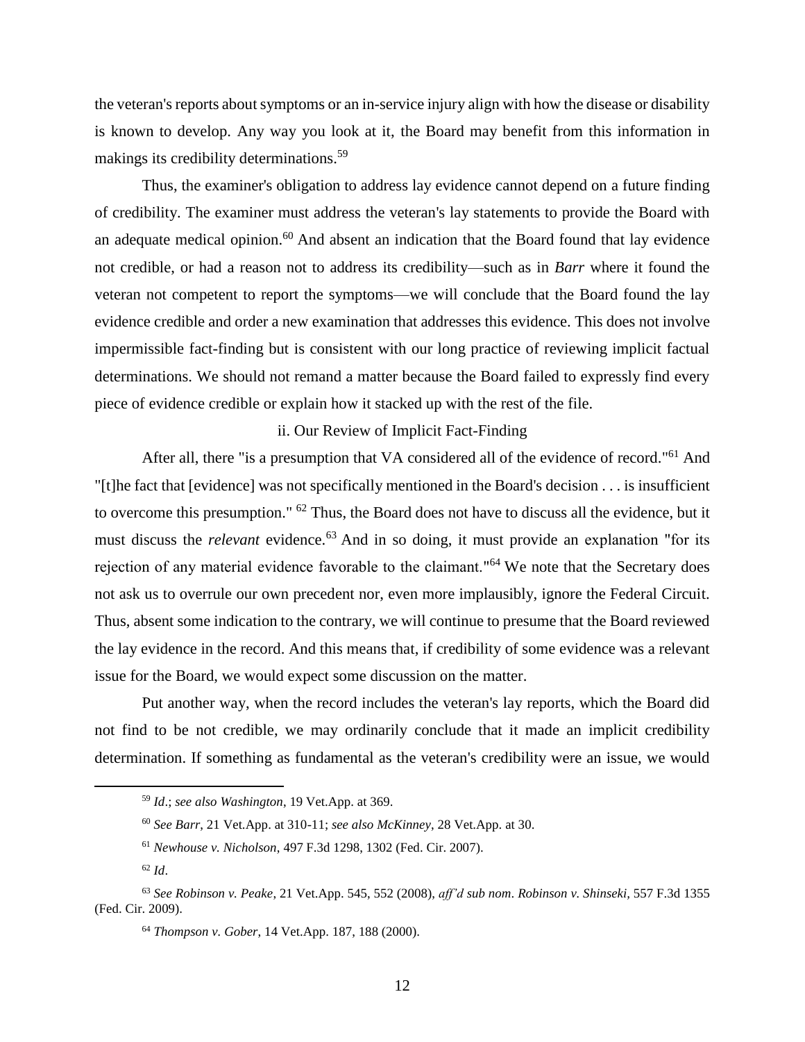the veteran's reports about symptoms or an in-service injury align with how the disease or disability is known to develop. Any way you look at it, the Board may benefit from this information in makings its credibility determinations.[59]

Thus, the examiner's obligation to address lay evidence cannot depend on a future finding of credibility. The examiner must address the veteran's lay statements to provide the Board with an adequate medical opinion.[60] And absent an indication that the Board found that lay evidence not credible, or had a reason not to address its credibility—such as in *Barr* where it found the veteran not competent to report the symptoms—we will conclude that the Board found the lay evidence credible and order a new examination that addresses this evidence. This does not involve impermissible fact-finding but is consistent with our long practice of reviewing implicit factual determinations. We should not remand a matter because the Board failed to expressly find every piece of evidence credible or explain how it stacked up with the rest of the file.

ii. Our Review of Implicit Fact-Finding

After all, there "is a presumption that VA considered all of the evidence of record."[61] And "[t]he fact that [evidence] was not specifically mentioned in the Board's decision . . . is insufficient to overcome this presumption." [62] Thus, the Board does not have to discuss all the evidence, but it must discuss the *relevant* evidence.[63] And in so doing, it must provide an explanation "for its rejection of any material evidence favorable to the claimant."[64] We note that the Secretary does not ask us to overrule our own precedent nor, even more implausibly, ignore the Federal Circuit. Thus, absent some indication to the contrary, we will continue to presume that the Board reviewed the lay evidence in the record. And this means that, if credibility of some evidence was a relevant issue for the Board, we would expect some discussion on the matter.

Put another way, when the record includes the veteran's lay reports, which the Board did not find to be not credible, we may ordinarily conclude that it made an implicit credibility determination. If something as fundamental as the veteran's credibility were an issue, we would

---

[59] *Id*.; *see also Washington*, 19 Vet.App. at 369.

[60] *See Barr*, 21 Vet.App. at 310-11; *see also McKinney*, 28 Vet.App. at 30.

[61] *Newhouse v. Nicholson*, 497 F.3d 1298, 1302 (Fed. Cir. 2007).

[62] *Id*.

[63] *See Robinson v. Peake*, 21 Vet.App. 545, 552 (2008), *aff'd sub nom*. *Robinson v. Shinseki*, 557 F.3d 1355 (Fed. Cir. 2009).

[64] *Thompson v. Gober*, 14 Vet.App. 187, 188 (2000).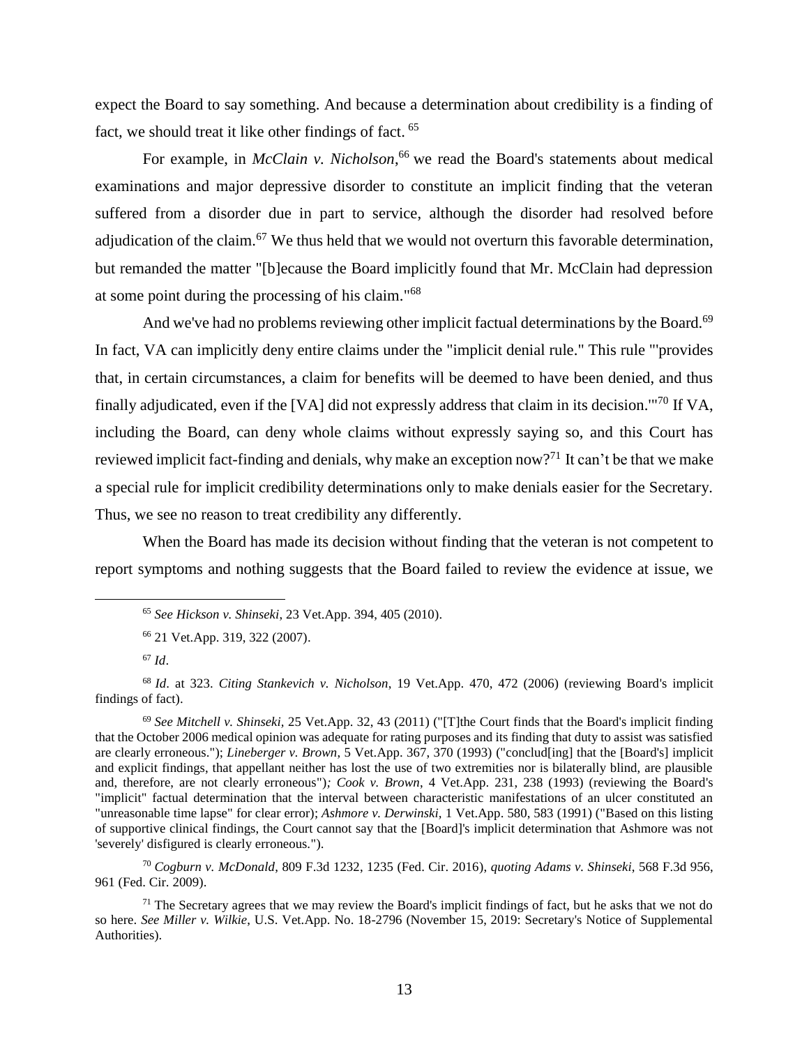expect the Board to say something. And because a determination about credibility is a finding of fact, we should treat it like other findings of fact. [65]

For example, in *McClain v. Nicholson*,[66] we read the Board's statements about medical examinations and major depressive disorder to constitute an implicit finding that the veteran suffered from a disorder due in part to service, although the disorder had resolved before adjudication of the claim.[67] We thus held that we would not overturn this favorable determination, but remanded the matter "[b]ecause the Board implicitly found that Mr. McClain had depression at some point during the processing of his claim."[68]

And we've had no problems reviewing other implicit factual determinations by the Board.[69] In fact, VA can implicitly deny entire claims under the "implicit denial rule." This rule "'provides that, in certain circumstances, a claim for benefits will be deemed to have been denied, and thus finally adjudicated, even if the [VA] did not expressly address that claim in its decision.'"[70] If VA, including the Board, can deny whole claims without expressly saying so, and this Court has reviewed implicit fact-finding and denials, why make an exception now?[71] It can't be that we make a special rule for implicit credibility determinations only to make denials easier for the Secretary. Thus, we see no reason to treat credibility any differently.

When the Board has made its decision without finding that the veteran is not competent to report symptoms and nothing suggests that the Board failed to review the evidence at issue, we

---

[65] *See Hickson v. Shinseki*, 23 Vet.App. 394, 405 (2010).

[66] 21 Vet.App. 319, 322 (2007).

[67] *Id*.

[68] *Id*. at 323. *Citing Stankevich v. Nicholson*, 19 Vet.App. 470, 472 (2006) (reviewing Board's implicit findings of fact).

[69] *See Mitchell v. Shinseki*, 25 Vet.App. 32, 43 (2011) ("[T]the Court finds that the Board's implicit finding that the October 2006 medical opinion was adequate for rating purposes and its finding that duty to assist was satisfied are clearly erroneous."); *Lineberger v. Brown*, 5 Vet.App. 367, 370 (1993) ("conclud[ing] that the [Board's] implicit and explicit findings, that appellant neither has lost the use of two extremities nor is bilaterally blind, are plausible and, therefore, are not clearly erroneous"); *Cook v. Brown*, 4 Vet.App. 231, 238 (1993) (reviewing the Board's "implicit" factual determination that the interval between characteristic manifestations of an ulcer constituted an "unreasonable time lapse" for clear error); *Ashmore v. Derwinski*, 1 Vet.App. 580, 583 (1991) ("Based on this listing of supportive clinical findings, the Court cannot say that the [Board]'s implicit determination that Ashmore was not 'severely' disfigured is clearly erroneous.").

[70] *Cogburn v. McDonald*, 809 F.3d 1232, 1235 (Fed. Cir. 2016), *quoting Adams v. Shinseki*, 568 F.3d 956, 961 (Fed. Cir. 2009).

[71] The Secretary agrees that we may review the Board's implicit findings of fact, but he asks that we not do so here. *See Miller v. Wilkie*, U.S. Vet.App. No. 18-2796 (November 15, 2019: Secretary's Notice of Supplemental Authorities).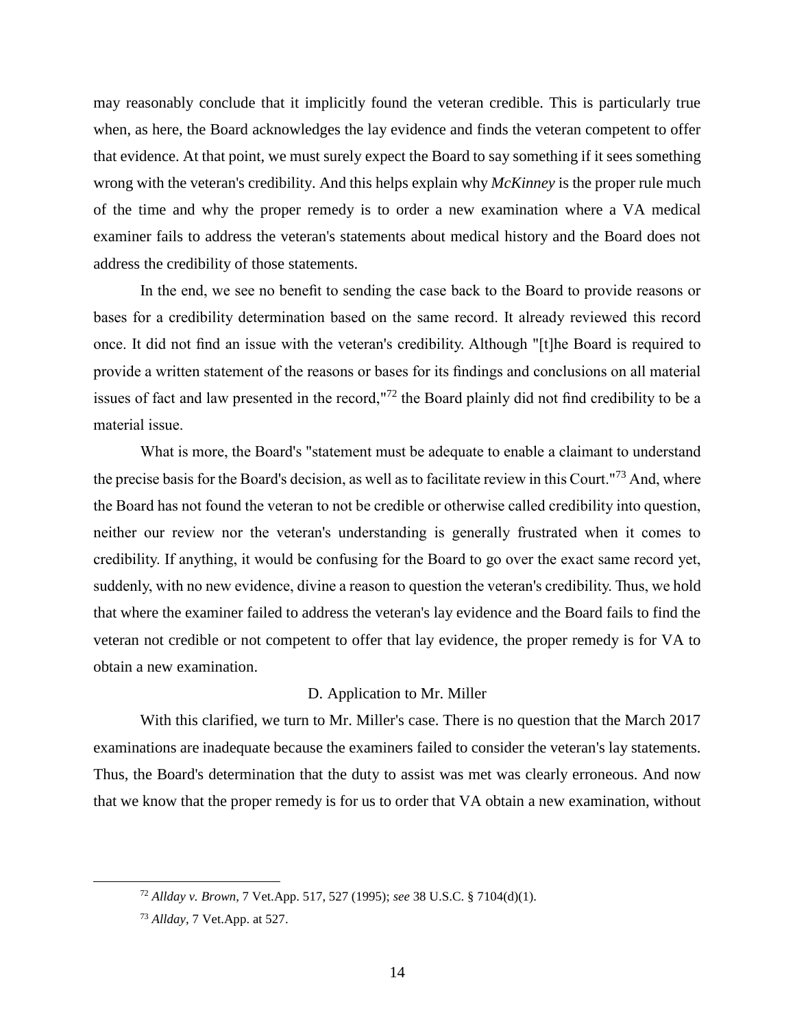may reasonably conclude that it implicitly found the veteran credible. This is particularly true when, as here, the Board acknowledges the lay evidence and finds the veteran competent to offer that evidence. At that point, we must surely expect the Board to say something if it sees something wrong with the veteran's credibility. And this helps explain why *McKinney* is the proper rule much of the time and why the proper remedy is to order a new examination where a VA medical examiner fails to address the veteran's statements about medical history and the Board does not address the credibility of those statements.

In the end, we see no benefit to sending the case back to the Board to provide reasons or bases for a credibility determination based on the same record. It already reviewed this record once. It did not find an issue with the veteran's credibility. Although "[t]he Board is required to provide a written statement of the reasons or bases for its findings and conclusions on all material issues of fact and law presented in the record,"[72] the Board plainly did not find credibility to be a material issue.

What is more, the Board's "statement must be adequate to enable a claimant to understand the precise basis for the Board's decision, as well as to facilitate review in this Court."[73] And, where the Board has not found the veteran to not be credible or otherwise called credibility into question, neither our review nor the veteran's understanding is generally frustrated when it comes to credibility. If anything, it would be confusing for the Board to go over the exact same record yet, suddenly, with no new evidence, divine a reason to question the veteran's credibility. Thus, we hold that where the examiner failed to address the veteran's lay evidence and the Board fails to find the veteran not credible or not competent to offer that lay evidence, the proper remedy is for VA to obtain a new examination.

D. Application to Mr. Miller

With this clarified, we turn to Mr. Miller's case. There is no question that the March 2017 examinations are inadequate because the examiners failed to consider the veteran's lay statements. Thus, the Board's determination that the duty to assist was met was clearly erroneous. And now that we know that the proper remedy is for us to order that VA obtain a new examination, without

[72] *Allday v. Brown*, 7 Vet.App. 517, 527 (1995); *see* 38 U.S.C. § 7104(d)(1).

[73] *Allday*, 7 Vet.App. at 527.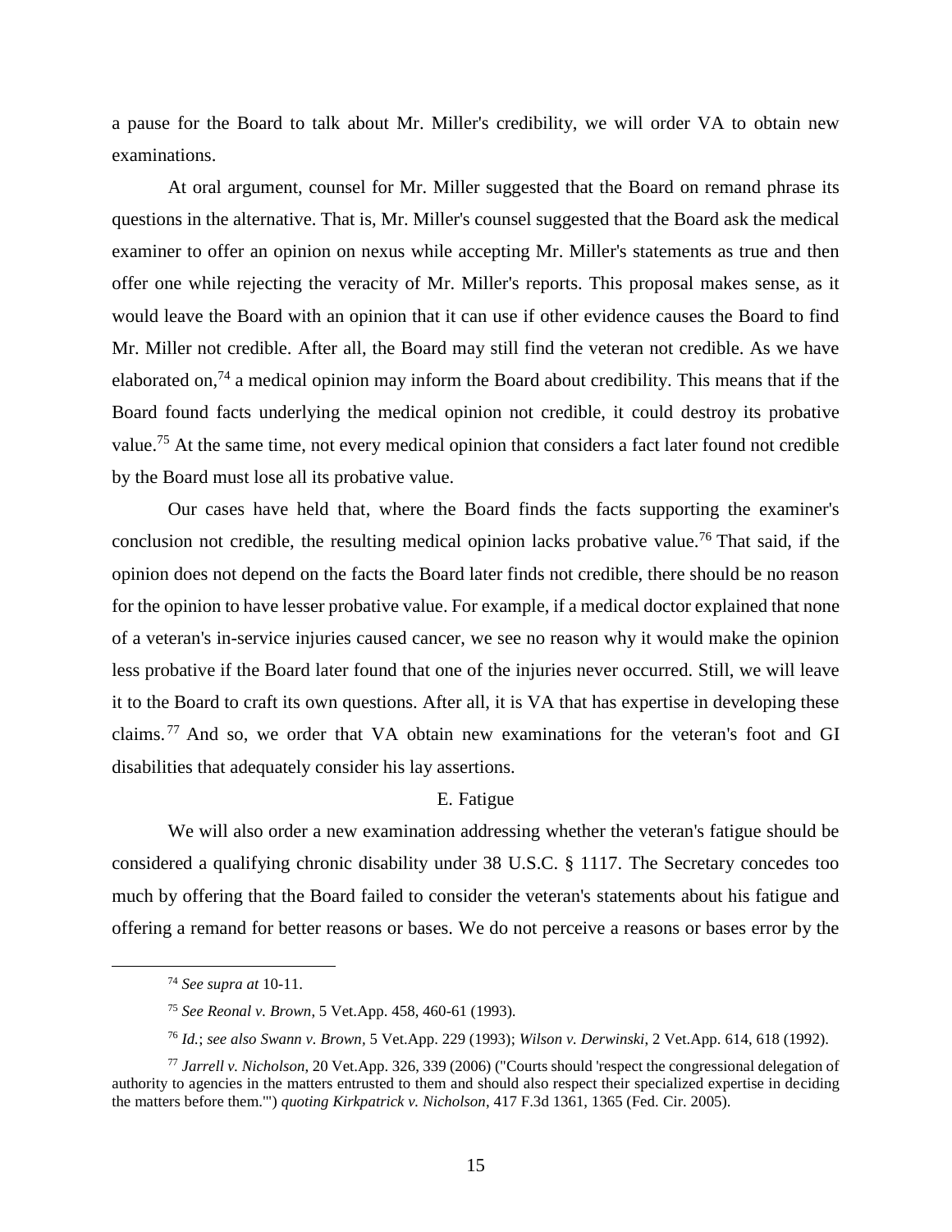a pause for the Board to talk about Mr. Miller's credibility, we will order VA to obtain new examinations.

At oral argument, counsel for Mr. Miller suggested that the Board on remand phrase its questions in the alternative. That is, Mr. Miller's counsel suggested that the Board ask the medical examiner to offer an opinion on nexus while accepting Mr. Miller's statements as true and then offer one while rejecting the veracity of Mr. Miller's reports. This proposal makes sense, as it would leave the Board with an opinion that it can use if other evidence causes the Board to find Mr. Miller not credible. After all, the Board may still find the veteran not credible. As we have elaborated on,[74] a medical opinion may inform the Board about credibility. This means that if the Board found facts underlying the medical opinion not credible, it could destroy its probative value.[75] At the same time, not every medical opinion that considers a fact later found not credible by the Board must lose all its probative value.

Our cases have held that, where the Board finds the facts supporting the examiner's conclusion not credible, the resulting medical opinion lacks probative value.[76] That said, if the opinion does not depend on the facts the Board later finds not credible, there should be no reason for the opinion to have lesser probative value. For example, if a medical doctor explained that none of a veteran's in-service injuries caused cancer, we see no reason why it would make the opinion less probative if the Board later found that one of the injuries never occurred. Still, we will leave it to the Board to craft its own questions. After all, it is VA that has expertise in developing these claims.[77] And so, we order that VA obtain new examinations for the veteran's foot and GI disabilities that adequately consider his lay assertions.

E. Fatigue

We will also order a new examination addressing whether the veteran's fatigue should be considered a qualifying chronic disability under 38 U.S.C. § 1117. The Secretary concedes too much by offering that the Board failed to consider the veteran's statements about his fatigue and offering a remand for better reasons or bases. We do not perceive a reasons or bases error by the

---

[74] *See supra at* 10-11.

[75] *See Reonal v. Brown*, 5 Vet.App. 458, 460-61 (1993).

[76] *Id.*; *see also Swann v. Brown*, 5 Vet.App. 229 (1993); *Wilson v. Derwinski*, 2 Vet.App. 614, 618 (1992).

[77] *Jarrell v. Nicholson*, 20 Vet.App. 326, 339 (2006) ("Courts should 'respect the congressional delegation of authority to agencies in the matters entrusted to them and should also respect their specialized expertise in deciding the matters before them.'") *quoting Kirkpatrick v. Nicholson*, 417 F.3d 1361, 1365 (Fed. Cir. 2005).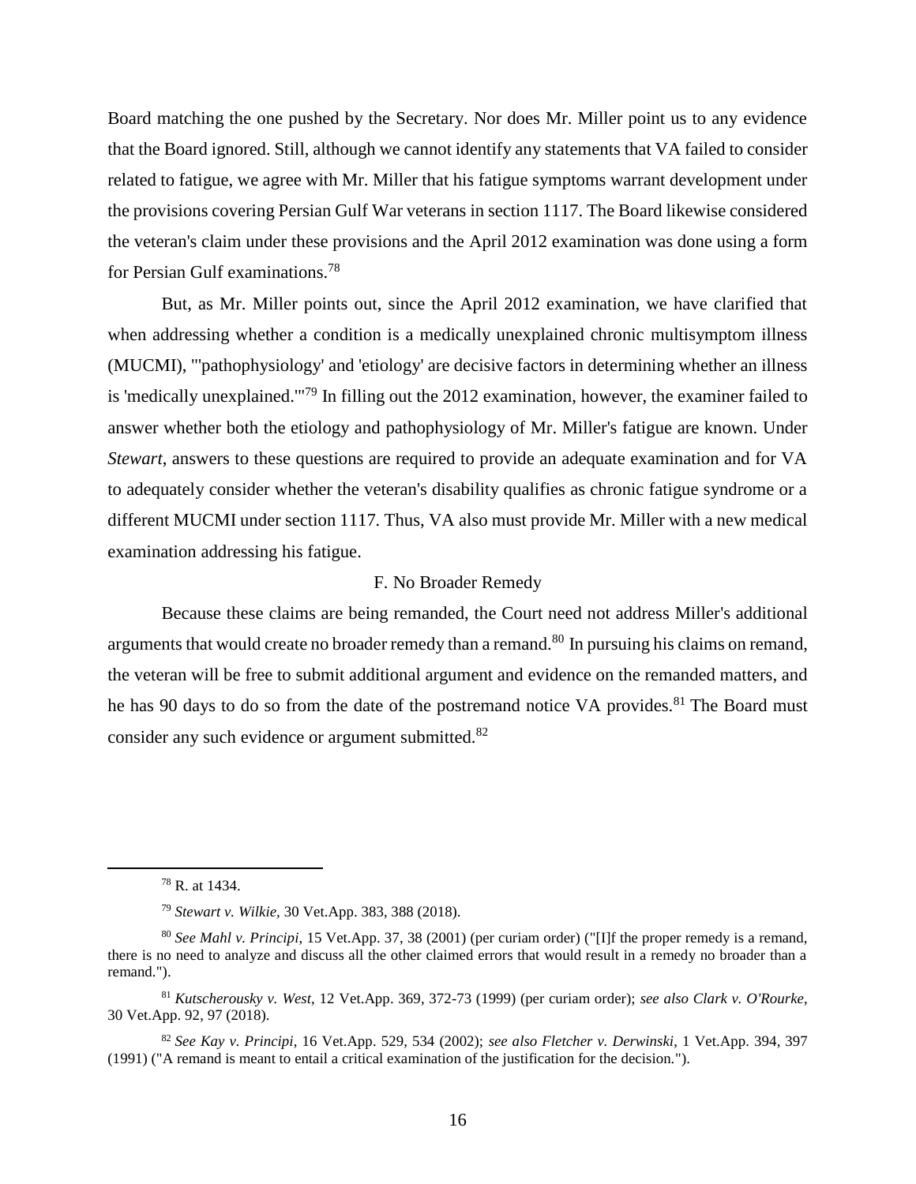Board matching the one pushed by the Secretary. Nor does Mr. Miller point us to any evidence that the Board ignored. Still, although we cannot identify any statements that VA failed to consider related to fatigue, we agree with Mr. Miller that his fatigue symptoms warrant development under the provisions covering Persian Gulf War veterans in section 1117. The Board likewise considered the veteran's claim under these provisions and the April 2012 examination was done using a form for Persian Gulf examinations.[78]

But, as Mr. Miller points out, since the April 2012 examination, we have clarified that when addressing whether a condition is a medically unexplained chronic multisymptom illness (MUCMI), "'pathophysiology' and 'etiology' are decisive factors in determining whether an illness is 'medically unexplained.'"[79] In filling out the 2012 examination, however, the examiner failed to answer whether both the etiology and pathophysiology of Mr. Miller's fatigue are known. Under *Stewart*, answers to these questions are required to provide an adequate examination and for VA to adequately consider whether the veteran's disability qualifies as chronic fatigue syndrome or a different MUCMI under section 1117. Thus, VA also must provide Mr. Miller with a new medical examination addressing his fatigue.

### F. No Broader Remedy

Because these claims are being remanded, the Court need not address Miller's additional arguments that would create no broader remedy than a remand.[80] In pursuing his claims on remand, the veteran will be free to submit additional argument and evidence on the remanded matters, and he has 90 days to do so from the date of the postremand notice VA provides.[81] The Board must consider any such evidence or argument submitted.[82]

---

[78] R. at 1434.

[79] *Stewart v. Wilkie*, 30 Vet.App. 383, 388 (2018).

[80] *See Mahl v. Principi*, 15 Vet.App. 37, 38 (2001) (per curiam order) ("[I]f the proper remedy is a remand, there is no need to analyze and discuss all the other claimed errors that would result in a remedy no broader than a remand.").

[81] *Kutscherousky v. West*, 12 Vet.App. 369, 372-73 (1999) (per curiam order); *see also Clark v. O'Rourke*, 30 Vet.App. 92, 97 (2018).

[82] *See Kay v. Principi*, 16 Vet.App. 529, 534 (2002); *see also Fletcher v. Derwinski*, 1 Vet.App. 394, 397 (1991) ("A remand is meant to entail a critical examination of the justification for the decision.").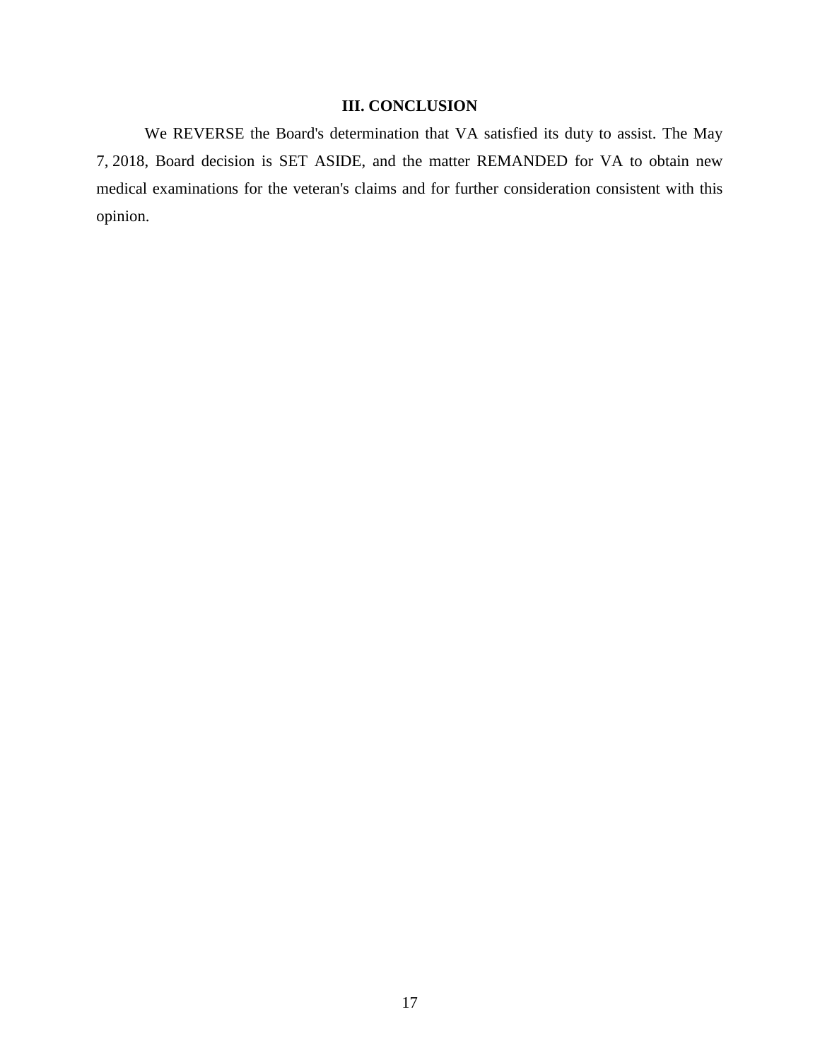## III. CONCLUSION

We REVERSE the Board's determination that VA satisfied its duty to assist. The May 7, 2018, Board decision is SET ASIDE, and the matter REMANDED for VA to obtain new medical examinations for the veteran's claims and for further consideration consistent with this opinion.